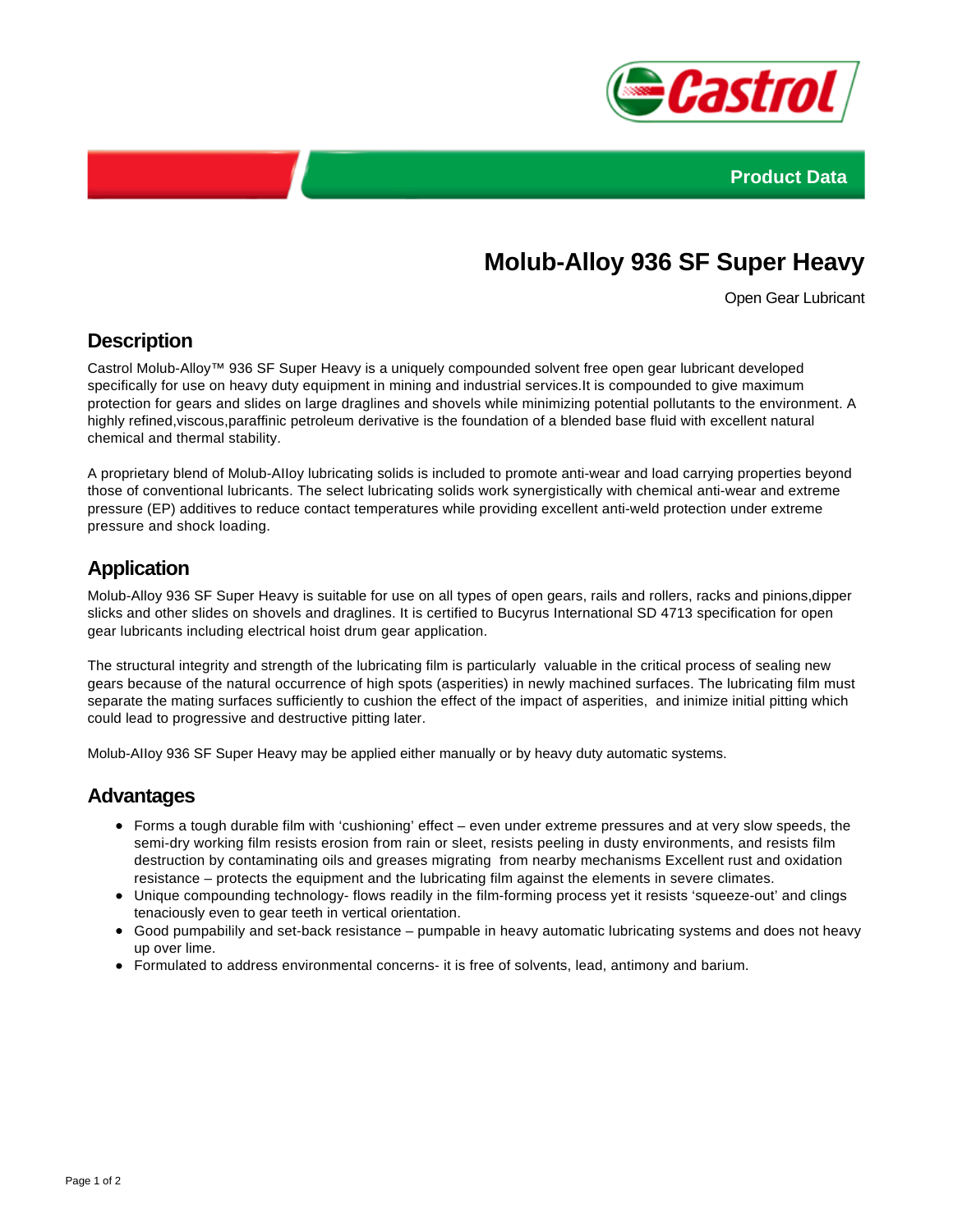Product Data

# Molub-Alloy 936 SF Super Heavy

Open Gear Lubricant

## Description

Castrol Molub-Alloy™ 936 SF Super Heavy is a uniquely compounded solvent free open gear lubricant developed specifically for use on heavy duty equipment in mining and industrial services.It is compounded to give maximum protection for gears and slides on large draglines and shovels while minimizing potential pollutants to the environment. A highly refined,viscous,paraffinic petroleum derivative is the foundation of a blended base fluid with excellent natural chemical and thermal stability.

A proprietary blend of Molub-Alloy lubricating solids is included to promote anti-wear and load carrying properties beyond those of conventional lubricants. The select lubricating solids work synergistically with chemical anti-wear and extreme pressure (EP) additives to reduce contact temperatures while providing excellent anti-weld protection under extreme pressure and shock loading.

## Application

Molub-Alloy 936 SF Super Heavy is suitable for use on all types of open gears, rails and rollers, racks and pinions,dipper slicks and other slides on shovels and draglines. It is certified to Bucyrus International SD 4713 specification for open gear lubricants including electrical hoist drum gear application.

The structural integrity and strength of the lubricating film is particularly valuable in the critical process of sealing new gears because of the natural occurrence of high spots (asperities) in newly machined surfaces. The lubricating film must separate the mating surfaces sufficiently to cushion the effect of the impact of asperities, and inimize initial pitting which could lead to progressive and destructive pitting later.

Molub-Alloy 936 SF Super Heavy may be applied either manually or by heavy duty automatic systems.

## Advantages

- Forms a tough durable film with 'cushioning' effect – even under extreme pressures and at very slow speeds, the semi-dry working film resists erosion from rain or sleet, resists peeling in dusty environments, and resists film destruction by contaminating oils and greases migrating from nearby mechanisms Excellent rust and oxidation resistance – protects the equipment and the lubricating film against the elements in severe climates.
- Unique compounding technology- flows readily in the film-forming process yet it resists 'squeeze-out' and clings tenaciously even to gear teeth in vertical orientation.
- Good pumpabilily and set-back resistance – pumpable in heavy automatic lubricating systems and does not heavy up over lime.
- Formulated to address environmental concerns- it is free of solvents, lead, antimony and barium.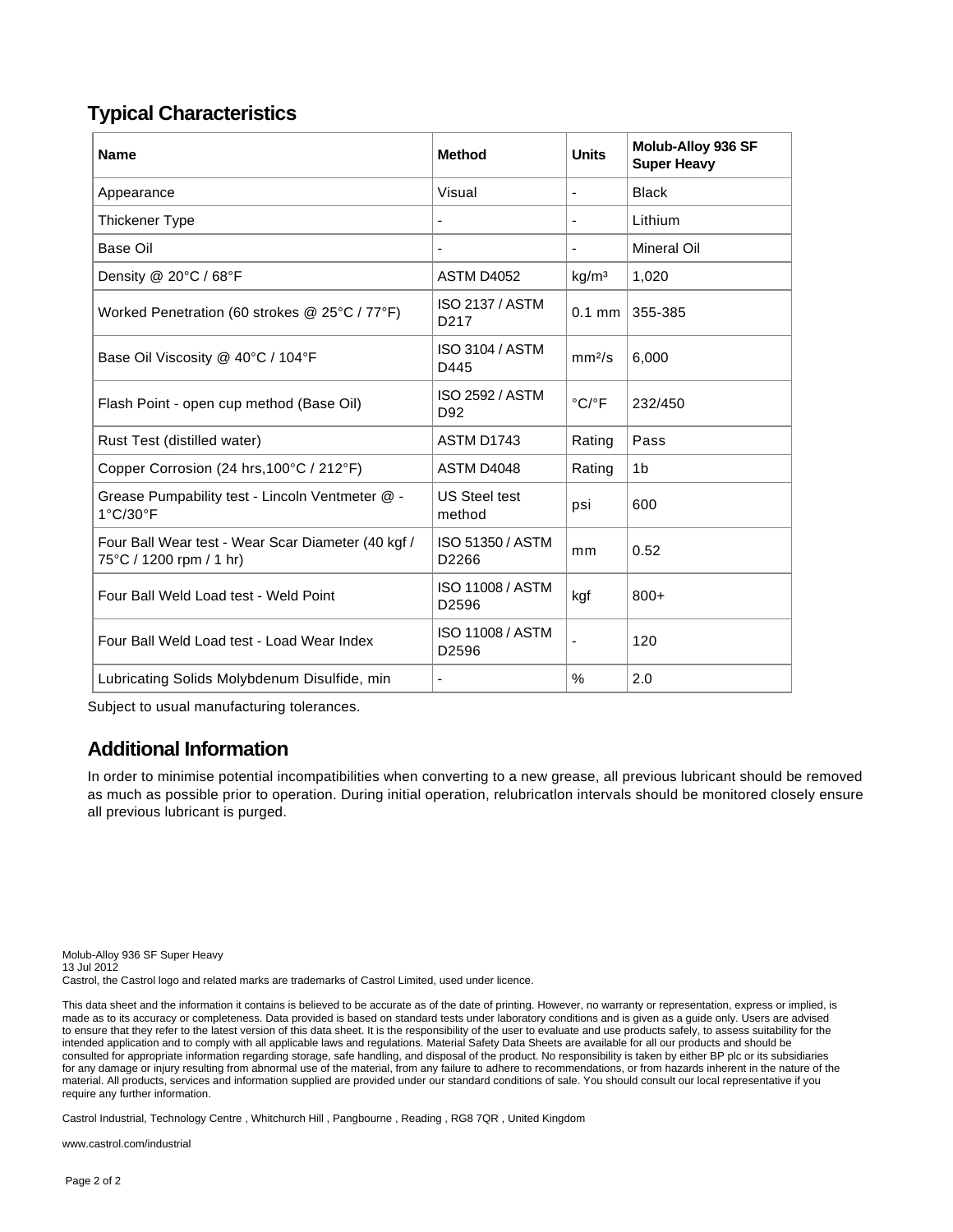## Typical Characteristics

| Name | Method | Units | Molub-Alloy 936 SF Super Heavy |
|---|---|---|---|
| Appearance | Visual | - | Black |
| Thickener Type | - | - | Lithium |
| Base Oil | - | - | Mineral Oil |
| Density @ 20°C / 68°F | ASTM D4052 | kg/m³ | 1,020 |
| Worked Penetration (60 strokes @ 25°C / 77°F) | ISO 2137 / ASTM D217 | 0.1 mm | 355-385 |
| Base Oil Viscosity @ 40°C / 104°F | ISO 3104 / ASTM D445 | mm²/s | 6,000 |
| Flash Point - open cup method (Base Oil) | ISO 2592 / ASTM D92 | °C/°F | 232/450 |
| Rust Test (distilled water) | ASTM D1743 | Rating | Pass |
| Copper Corrosion (24 hrs,100°C / 212°F) | ASTM D4048 | Rating | 1b |
| Grease Pumpability test - Lincoln Ventmeter @ -1°C/30°F | US Steel test method | psi | 600 |
| Four Ball Wear test - Wear Scar Diameter (40 kgf / 75°C / 1200 rpm / 1 hr) | ISO 51350 / ASTM D2266 | mm | 0.52 |
| Four Ball Weld Load test - Weld Point | ISO 11008 / ASTM D2596 | kgf | 800+ |
| Four Ball Weld Load test - Load Wear Index | ISO 11008 / ASTM D2596 | - | 120 |
| Lubricating Solids Molybdenum Disulfide, min | - | % | 2.0 |

Subject to usual manufacturing tolerances.

## Additional Information

In order to minimise potential incompatibilities when converting to a new grease, all previous lubricant should be removed as much as possible prior to operation. During initial operation, relubricatlon intervals should be monitored closely ensure all previous lubricant is purged.

Molub-Alloy 936 SF Super Heavy
13 Jul 2012
Castrol, the Castrol logo and related marks are trademarks of Castrol Limited, used under licence.

This data sheet and the information it contains is believed to be accurate as of the date of printing. However, no warranty or representation, express or implied, is made as to its accuracy or completeness. Data provided is based on standard tests under laboratory conditions and is given as a guide only. Users are advised to ensure that they refer to the latest version of this data sheet. It is the responsibility of the user to evaluate and use products safely, to assess suitability for the intended application and to comply with all applicable laws and regulations. Material Safety Data Sheets are available for all our products and should be consulted for appropriate information regarding storage, safe handling, and disposal of the product. No responsibility is taken by either BP plc or its subsidiaries for any damage or injury resulting from abnormal use of the material, from any failure to adhere to recommendations, or from hazards inherent in the nature of the material. All products, services and information supplied are provided under our standard conditions of sale. You should consult our local representative if you require any further information.

Castrol Industrial, Technology Centre , Whitchurch Hill , Pangbourne , Reading , RG8 7QR , United Kingdom

www.castrol.com/industrial